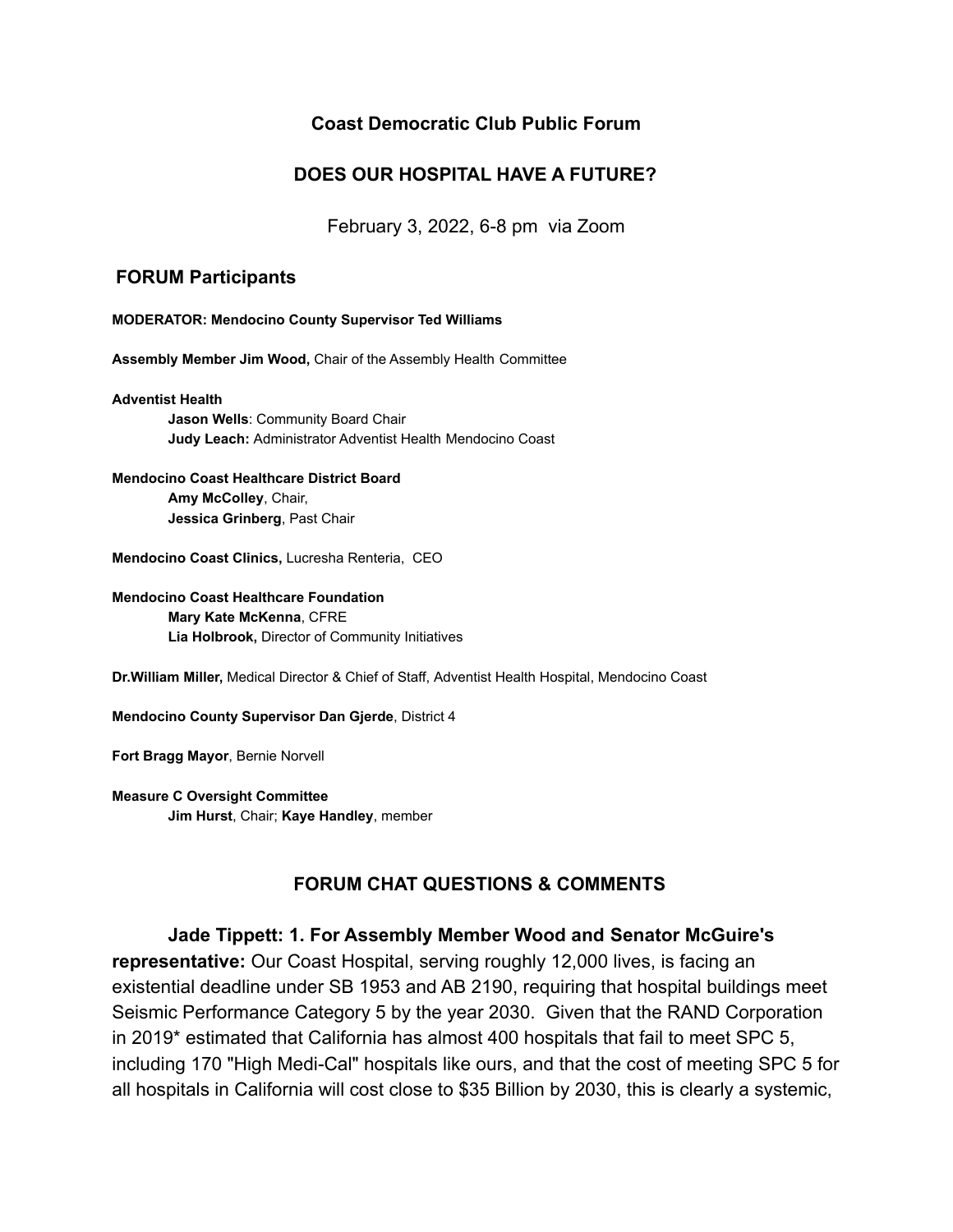# Coast Democratic Club Public Forum

## DOES OUR HOSPITAL HAVE A FUTURE?

February 3, 2022, 6-8 pm via Zoom

## FORUM Participants

**MODERATOR: Mendocino County Supervisor Ted Williams**

**Assembly Member Jim Wood,** Chair of the Assembly Health Committee

**Adventist Health**

- **Jason Wells**: Community Board Chair
- **Judy Leach:** Administrator Adventist Health Mendocino Coast

**Mendocino Coast Healthcare District Board**

- **Amy McColley**, Chair,
- **Jessica Grinberg**, Past Chair

**Mendocino Coast Clinics,** Lucresha Renteria, CEO

**Mendocino Coast Healthcare Foundation**

- **Mary Kate McKenna**, CFRE
- **Lia Holbrook,** Director of Community Initiatives

**Dr.William Miller,** Medical Director & Chief of Staff, Adventist Health Hospital, Mendocino Coast

**Mendocino County Supervisor Dan Gjerde**, District 4

**Fort Bragg Mayor**, Bernie Norvell

**Measure C Oversight Committee**

- **Jim Hurst**, Chair; **Kaye Handley**, member

## FORUM CHAT QUESTIONS & COMMENTS

**Jade Tippett: 1. For Assembly Member Wood and Senator McGuire's representative:** Our Coast Hospital, serving roughly 12,000 lives, is facing an existential deadline under SB 1953 and AB 2190, requiring that hospital buildings meet Seismic Performance Category 5 by the year 2030. Given that the RAND Corporation in 2019* estimated that California has almost 400 hospitals that fail to meet SPC 5, including 170 "High Medi-Cal" hospitals like ours, and that the cost of meeting SPC 5 for all hospitals in California will cost close to $35 Billion by 2030, this is clearly a systemic,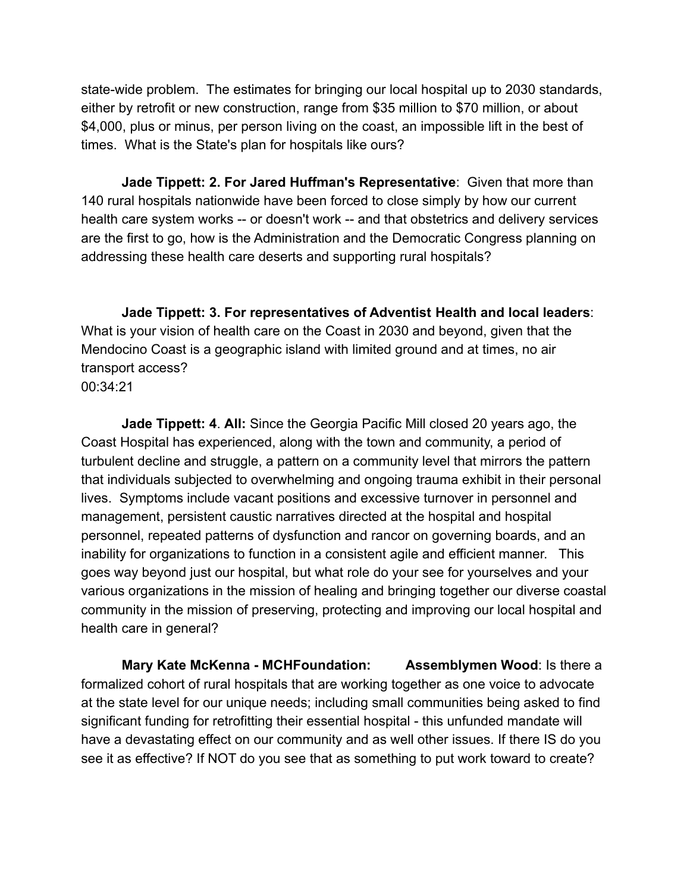state-wide problem. The estimates for bringing our local hospital up to 2030 standards, either by retrofit or new construction, range from $35 million to $70 million, or about $4,000, plus or minus, per person living on the coast, an impossible lift in the best of times. What is the State's plan for hospitals like ours?

**Jade Tippett: 2. For Jared Huffman's Representative**: Given that more than 140 rural hospitals nationwide have been forced to close simply by how our current health care system works -- or doesn't work -- and that obstetrics and delivery services are the first to go, how is the Administration and the Democratic Congress planning on addressing these health care deserts and supporting rural hospitals?

**Jade Tippett: 3. For representatives of Adventist Health and local leaders**: What is your vision of health care on the Coast in 2030 and beyond, given that the Mendocino Coast is a geographic island with limited ground and at times, no air transport access?
00:34:21

**Jade Tippett: 4**. **All:** Since the Georgia Pacific Mill closed 20 years ago, the Coast Hospital has experienced, along with the town and community, a period of turbulent decline and struggle, a pattern on a community level that mirrors the pattern that individuals subjected to overwhelming and ongoing trauma exhibit in their personal lives. Symptoms include vacant positions and excessive turnover in personnel and management, persistent caustic narratives directed at the hospital and hospital personnel, repeated patterns of dysfunction and rancor on governing boards, and an inability for organizations to function in a consistent agile and efficient manner. This goes way beyond just our hospital, but what role do your see for yourselves and your various organizations in the mission of healing and bringing together our diverse coastal community in the mission of preserving, protecting and improving our local hospital and health care in general?

**Mary Kate McKenna - MCHFoundation:** **Assemblymen Wood**: Is there a formalized cohort of rural hospitals that are working together as one voice to advocate at the state level for our unique needs; including small communities being asked to find significant funding for retrofitting their essential hospital - this unfunded mandate will have a devastating effect on our community and as well other issues. If there IS do you see it as effective? If NOT do you see that as something to put work toward to create?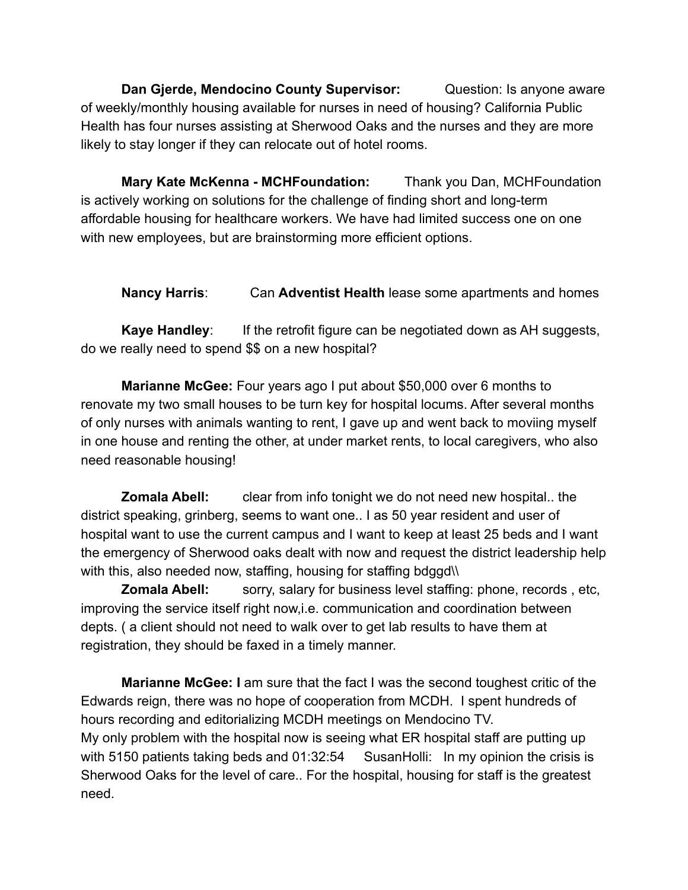**Dan Gjerde, Mendocino County Supervisor:** Question: Is anyone aware of weekly/monthly housing available for nurses in need of housing? California Public Health has four nurses assisting at Sherwood Oaks and the nurses and they are more likely to stay longer if they can relocate out of hotel rooms.

**Mary Kate McKenna - MCHFoundation:** Thank you Dan, MCHFoundation is actively working on solutions for the challenge of finding short and long-term affordable housing for healthcare workers. We have had limited success one on one with new employees, but are brainstorming more efficient options.

**Nancy Harris**: Can **Adventist Health** lease some apartments and homes

**Kaye Handley**: If the retrofit figure can be negotiated down as AH suggests, do we really need to spend $$ on a new hospital?

**Marianne McGee:** Four years ago I put about $50,000 over 6 months to renovate my two small houses to be turn key for hospital locums. After several months of only nurses with animals wanting to rent, I gave up and went back to moviing myself in one house and renting the other, at under market rents, to local caregivers, who also need reasonable housing!

**Zomala Abell:** clear from info tonight we do not need new hospital.. the district speaking, grinberg, seems to want one.. I as 50 year resident and user of hospital want to use the current campus and I want to keep at least 25 beds and I want the emergency of Sherwood oaks dealt with now and request the district leadership help with this, also needed now, staffing, housing for staffing bdggd\\

**Zomala Abell:** sorry, salary for business level staffing: phone, records , etc, improving the service itself right now,i.e. communication and coordination between depts. ( a client should not need to walk over to get lab results to have them at registration, they should be faxed in a timely manner.

**Marianne McGee: I** am sure that the fact I was the second toughest critic of the Edwards reign, there was no hope of cooperation from MCDH. I spent hundreds of hours recording and editorializing MCDH meetings on Mendocino TV.
My only problem with the hospital now is seeing what ER hospital staff are putting up with 5150 patients taking beds and 01:32:54 SusanHolli: In my opinion the crisis is Sherwood Oaks for the level of care.. For the hospital, housing for staff is the greatest need.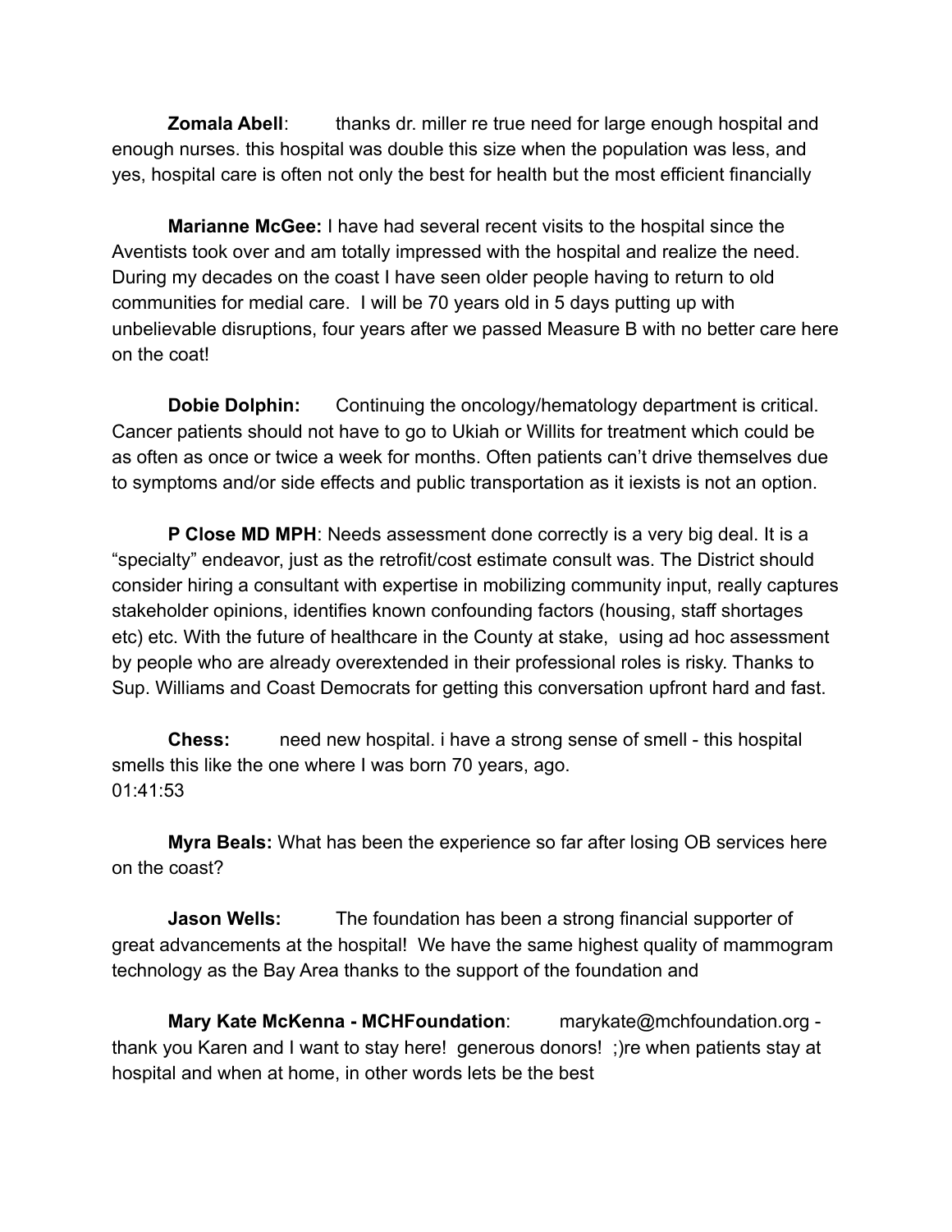**Zomala Abell**: thanks dr. miller re true need for large enough hospital and enough nurses. this hospital was double this size when the population was less, and yes, hospital care is often not only the best for health but the most efficient financially

**Marianne McGee:** I have had several recent visits to the hospital since the Aventists took over and am totally impressed with the hospital and realize the need. During my decades on the coast I have seen older people having to return to old communities for medial care. I will be 70 years old in 5 days putting up with unbelievable disruptions, four years after we passed Measure B with no better care here on the coat!

**Dobie Dolphin:** Continuing the oncology/hematology department is critical. Cancer patients should not have to go to Ukiah or Willits for treatment which could be as often as once or twice a week for months. Often patients can't drive themselves due to symptoms and/or side effects and public transportation as it iexists is not an option.

**P Close MD MPH**: Needs assessment done correctly is a very big deal. It is a "specialty" endeavor, just as the retrofit/cost estimate consult was. The District should consider hiring a consultant with expertise in mobilizing community input, really captures stakeholder opinions, identifies known confounding factors (housing, staff shortages etc) etc. With the future of healthcare in the County at stake, using ad hoc assessment by people who are already overextended in their professional roles is risky. Thanks to Sup. Williams and Coast Democrats for getting this conversation upfront hard and fast.

**Chess:** need new hospital. i have a strong sense of smell - this hospital smells this like the one where I was born 70 years, ago.
01:41:53

**Myra Beals:** What has been the experience so far after losing OB services here on the coast?

**Jason Wells:** The foundation has been a strong financial supporter of great advancements at the hospital! We have the same highest quality of mammogram technology as the Bay Area thanks to the support of the foundation and

**Mary Kate McKenna - MCHFoundation**: marykate@mchfoundation.org - thank you Karen and I want to stay here! generous donors! ;)re when patients stay at hospital and when at home, in other words lets be the best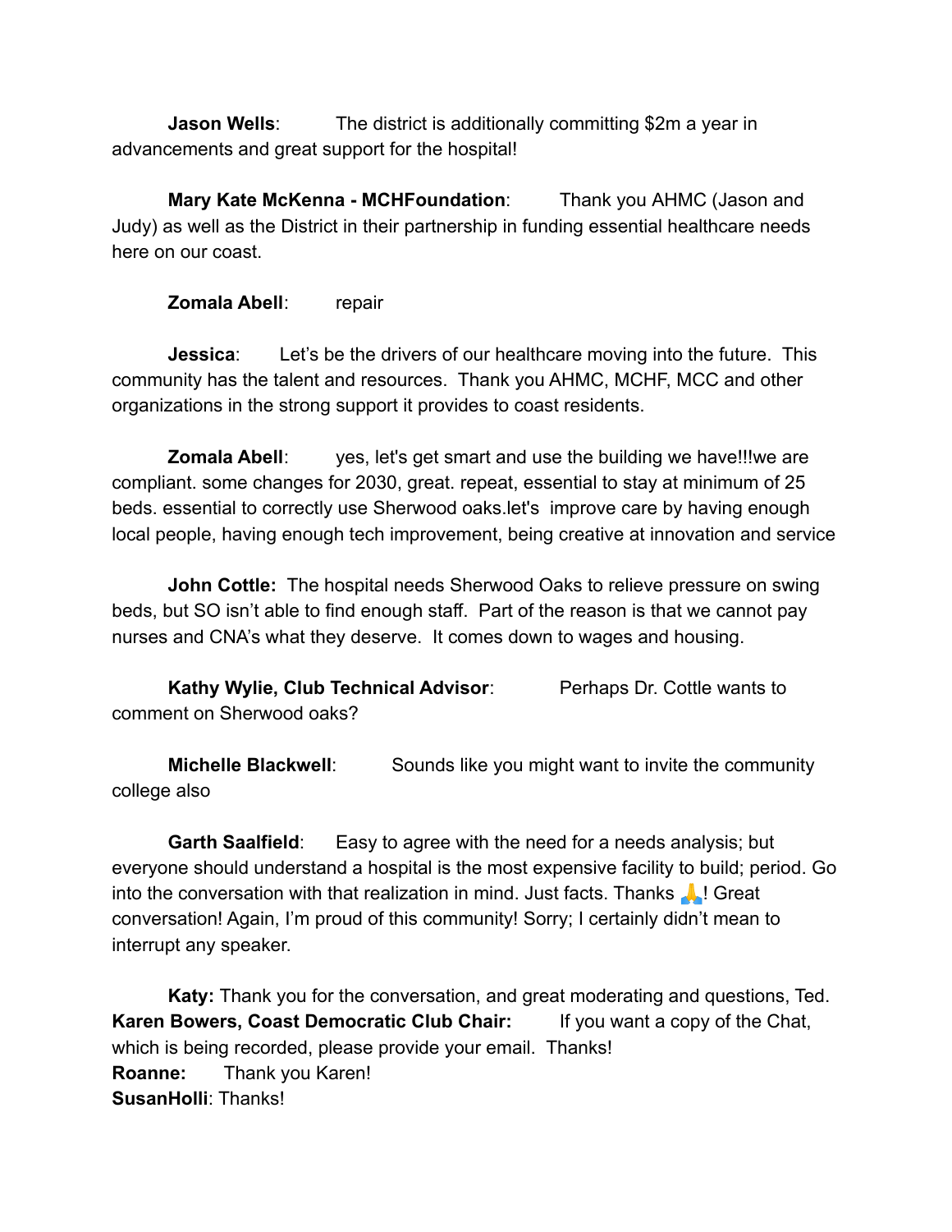**Jason Wells**: The district is additionally committing $2m a year in advancements and great support for the hospital!

**Mary Kate McKenna - MCHFoundation**: Thank you AHMC (Jason and Judy) as well as the District in their partnership in funding essential healthcare needs here on our coast.

**Zomala Abell**: repair

**Jessica**: Let's be the drivers of our healthcare moving into the future. This community has the talent and resources. Thank you AHMC, MCHF, MCC and other organizations in the strong support it provides to coast residents.

**Zomala Abell**: yes, let's get smart and use the building we have!!!we are compliant. some changes for 2030, great. repeat, essential to stay at minimum of 25 beds. essential to correctly use Sherwood oaks.let's improve care by having enough local people, having enough tech improvement, being creative at innovation and service

**John Cottle:** The hospital needs Sherwood Oaks to relieve pressure on swing beds, but SO isn't able to find enough staff. Part of the reason is that we cannot pay nurses and CNA's what they deserve. It comes down to wages and housing.

**Kathy Wylie, Club Technical Advisor**: Perhaps Dr. Cottle wants to comment on Sherwood oaks?

**Michelle Blackwell**: Sounds like you might want to invite the community college also

**Garth Saalfield**: Easy to agree with the need for a needs analysis; but everyone should understand a hospital is the most expensive facility to build; period. Go into the conversation with that realization in mind. Just facts. Thanks 🙏! Great conversation! Again, I'm proud of this community! Sorry; I certainly didn't mean to interrupt any speaker.

**Katy:** Thank you for the conversation, and great moderating and questions, Ted.
**Karen Bowers, Coast Democratic Club Chair:** If you want a copy of the Chat, which is being recorded, please provide your email. Thanks!
**Roanne:** Thank you Karen!
**SusanHolli**: Thanks!